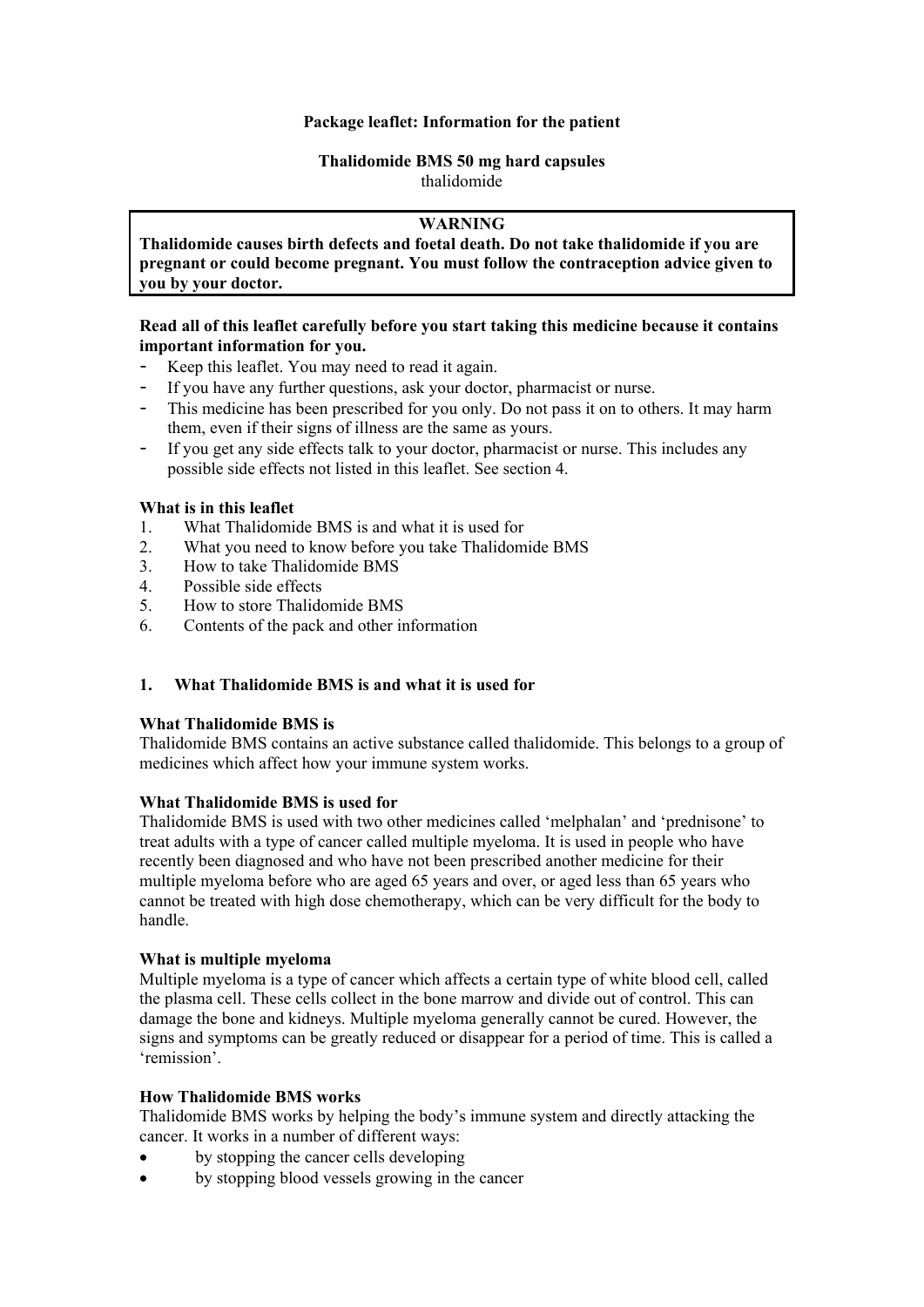**Package leaflet: Information for the patient**

**Thalidomide BMS 50 mg hard capsules**
thalidomide

> **WARNING**
> **Thalidomide causes birth defects and foetal death. Do not take thalidomide if you are pregnant or could become pregnant. You must follow the contraception advice given to you by your doctor.**

**Read all of this leaflet carefully before you start taking this medicine because it contains important information for you.**

- Keep this leaflet. You may need to read it again.
- If you have any further questions, ask your doctor, pharmacist or nurse.
- This medicine has been prescribed for you only. Do not pass it on to others. It may harm them, even if their signs of illness are the same as yours.
- If you get any side effects talk to your doctor, pharmacist or nurse. This includes any possible side effects not listed in this leaflet. See section 4.

**What is in this leaflet**

1. What Thalidomide BMS is and what it is used for
2. What you need to know before you take Thalidomide BMS
3. How to take Thalidomide BMS
4. Possible side effects
5. How to store Thalidomide BMS
6. Contents of the pack and other information

## 1. What Thalidomide BMS is and what it is used for

**What Thalidomide BMS is**

Thalidomide BMS contains an active substance called thalidomide. This belongs to a group of medicines which affect how your immune system works.

**What Thalidomide BMS is used for**

Thalidomide BMS is used with two other medicines called 'melphalan' and 'prednisone' to treat adults with a type of cancer called multiple myeloma. It is used in people who have recently been diagnosed and who have not been prescribed another medicine for their multiple myeloma before who are aged 65 years and over, or aged less than 65 years who cannot be treated with high dose chemotherapy, which can be very difficult for the body to handle.

**What is multiple myeloma**

Multiple myeloma is a type of cancer which affects a certain type of white blood cell, called the plasma cell. These cells collect in the bone marrow and divide out of control. This can damage the bone and kidneys. Multiple myeloma generally cannot be cured. However, the signs and symptoms can be greatly reduced or disappear for a period of time. This is called a 'remission'.

**How Thalidomide BMS works**

Thalidomide BMS works by helping the body's immune system and directly attacking the cancer. It works in a number of different ways:

- by stopping the cancer cells developing
- by stopping blood vessels growing in the cancer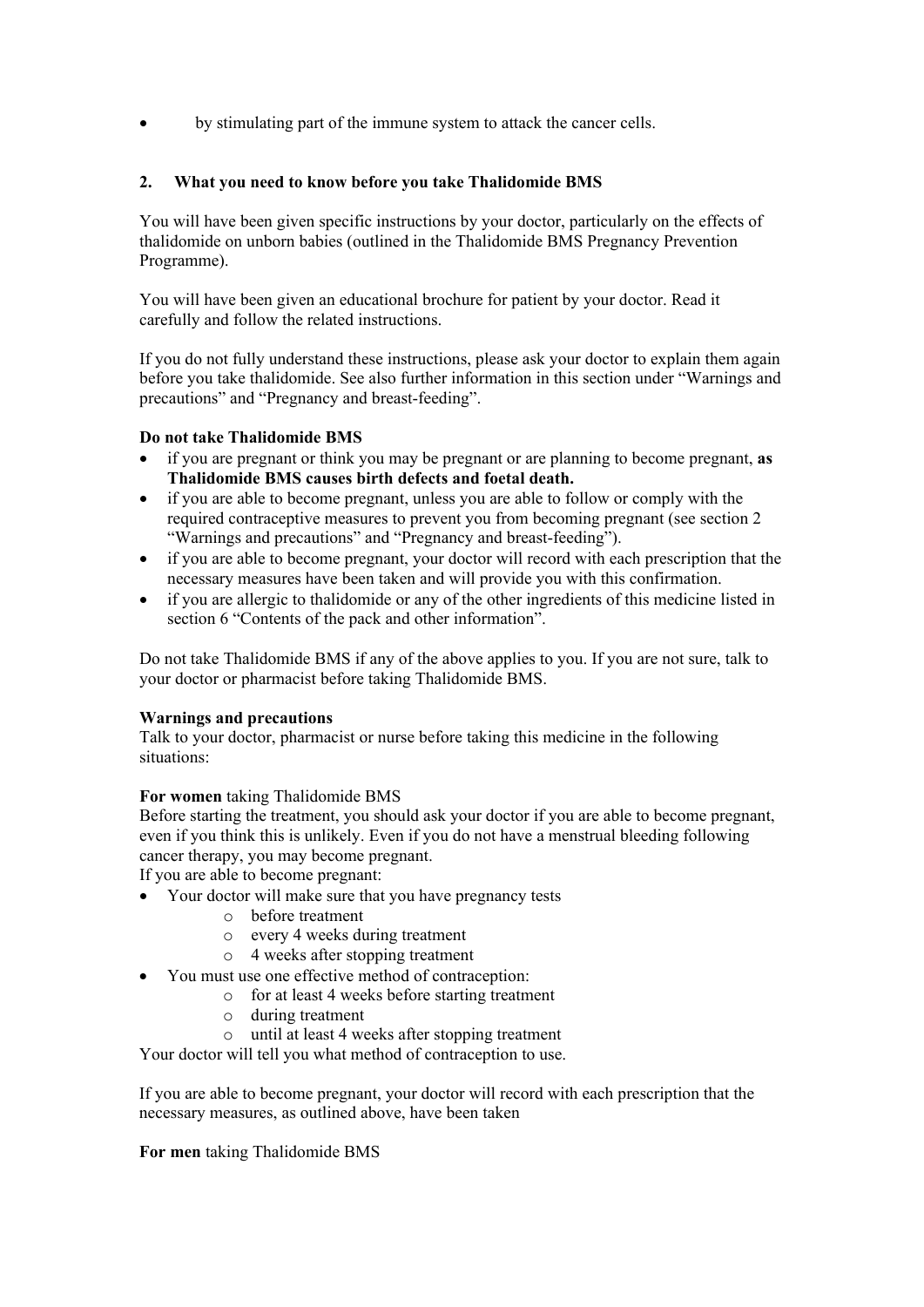- by stimulating part of the immune system to attack the cancer cells.

## 2. What you need to know before you take Thalidomide BMS

You will have been given specific instructions by your doctor, particularly on the effects of thalidomide on unborn babies (outlined in the Thalidomide BMS Pregnancy Prevention Programme).

You will have been given an educational brochure for patient by your doctor. Read it carefully and follow the related instructions.

If you do not fully understand these instructions, please ask your doctor to explain them again before you take thalidomide. See also further information in this section under "Warnings and precautions" and "Pregnancy and breast-feeding".

**Do not take Thalidomide BMS**

- if you are pregnant or think you may be pregnant or are planning to become pregnant, **as Thalidomide BMS causes birth defects and foetal death.**
- if you are able to become pregnant, unless you are able to follow or comply with the required contraceptive measures to prevent you from becoming pregnant (see section 2 "Warnings and precautions" and "Pregnancy and breast-feeding").
- if you are able to become pregnant, your doctor will record with each prescription that the necessary measures have been taken and will provide you with this confirmation.
- if you are allergic to thalidomide or any of the other ingredients of this medicine listed in section 6 "Contents of the pack and other information".

Do not take Thalidomide BMS if any of the above applies to you. If you are not sure, talk to your doctor or pharmacist before taking Thalidomide BMS.

**Warnings and precautions**

Talk to your doctor, pharmacist or nurse before taking this medicine in the following situations:

**For women** taking Thalidomide BMS

Before starting the treatment, you should ask your doctor if you are able to become pregnant, even if you think this is unlikely. Even if you do not have a menstrual bleeding following cancer therapy, you may become pregnant.

If you are able to become pregnant:

- Your doctor will make sure that you have pregnancy tests
  - before treatment
  - every 4 weeks during treatment
  - 4 weeks after stopping treatment
- You must use one effective method of contraception:
  - for at least 4 weeks before starting treatment
  - during treatment
  - until at least 4 weeks after stopping treatment

Your doctor will tell you what method of contraception to use.

If you are able to become pregnant, your doctor will record with each prescription that the necessary measures, as outlined above, have been taken

**For men** taking Thalidomide BMS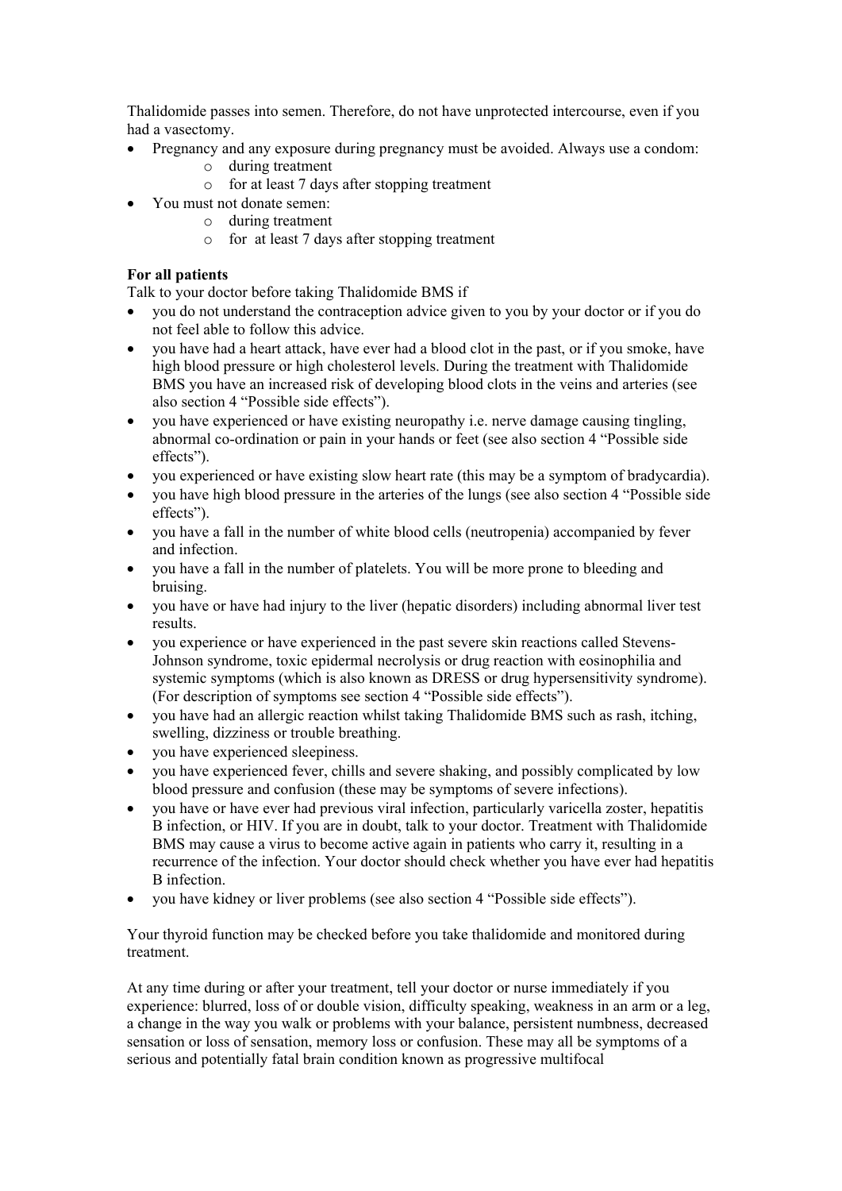Thalidomide passes into semen. Therefore, do not have unprotected intercourse, even if you had a vasectomy.

- Pregnancy and any exposure during pregnancy must be avoided. Always use a condom:
  - during treatment
  - for at least 7 days after stopping treatment
- You must not donate semen:
  - during treatment
  - for at least 7 days after stopping treatment

**For all patients**

Talk to your doctor before taking Thalidomide BMS if

- you do not understand the contraception advice given to you by your doctor or if you do not feel able to follow this advice.
- you have had a heart attack, have ever had a blood clot in the past, or if you smoke, have high blood pressure or high cholesterol levels. During the treatment with Thalidomide BMS you have an increased risk of developing blood clots in the veins and arteries (see also section 4 "Possible side effects").
- you have experienced or have existing neuropathy i.e. nerve damage causing tingling, abnormal co-ordination or pain in your hands or feet (see also section 4 "Possible side effects").
- you experienced or have existing slow heart rate (this may be a symptom of bradycardia).
- you have high blood pressure in the arteries of the lungs (see also section 4 "Possible side effects").
- you have a fall in the number of white blood cells (neutropenia) accompanied by fever and infection.
- you have a fall in the number of platelets. You will be more prone to bleeding and bruising.
- you have or have had injury to the liver (hepatic disorders) including abnormal liver test results.
- you experience or have experienced in the past severe skin reactions called Stevens-Johnson syndrome, toxic epidermal necrolysis or drug reaction with eosinophilia and systemic symptoms (which is also known as DRESS or drug hypersensitivity syndrome). (For description of symptoms see section 4 "Possible side effects").
- you have had an allergic reaction whilst taking Thalidomide BMS such as rash, itching, swelling, dizziness or trouble breathing.
- you have experienced sleepiness.
- you have experienced fever, chills and severe shaking, and possibly complicated by low blood pressure and confusion (these may be symptoms of severe infections).
- you have or have ever had previous viral infection, particularly varicella zoster, hepatitis B infection, or HIV. If you are in doubt, talk to your doctor. Treatment with Thalidomide BMS may cause a virus to become active again in patients who carry it, resulting in a recurrence of the infection. Your doctor should check whether you have ever had hepatitis B infection.
- you have kidney or liver problems (see also section 4 "Possible side effects").

Your thyroid function may be checked before you take thalidomide and monitored during treatment.

At any time during or after your treatment, tell your doctor or nurse immediately if you experience: blurred, loss of or double vision, difficulty speaking, weakness in an arm or a leg, a change in the way you walk or problems with your balance, persistent numbness, decreased sensation or loss of sensation, memory loss or confusion. These may all be symptoms of a serious and potentially fatal brain condition known as progressive multifocal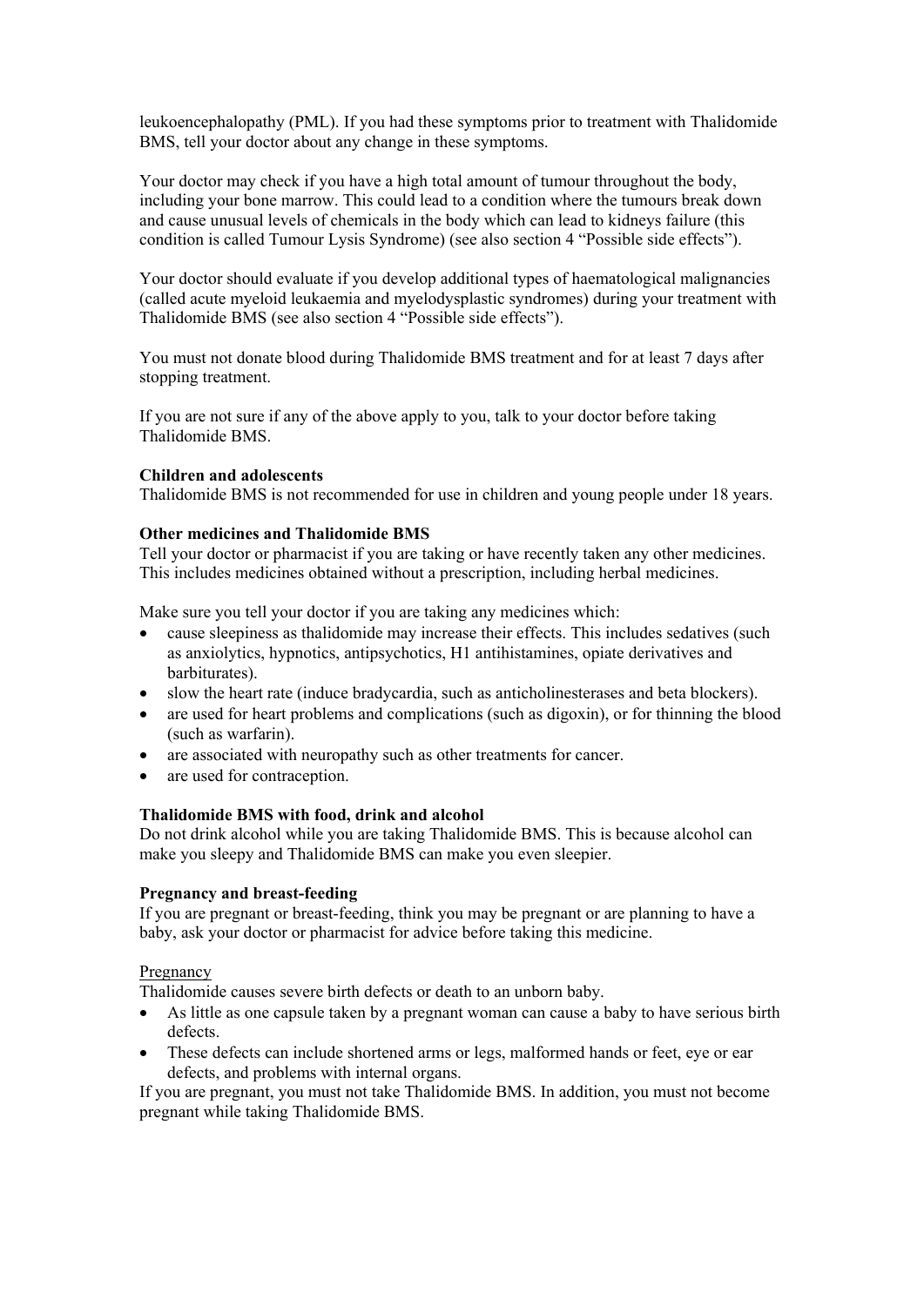leukoencephalopathy (PML). If you had these symptoms prior to treatment with Thalidomide BMS, tell your doctor about any change in these symptoms.

Your doctor may check if you have a high total amount of tumour throughout the body, including your bone marrow. This could lead to a condition where the tumours break down and cause unusual levels of chemicals in the body which can lead to kidneys failure (this condition is called Tumour Lysis Syndrome) (see also section 4 "Possible side effects").

Your doctor should evaluate if you develop additional types of haematological malignancies (called acute myeloid leukaemia and myelodysplastic syndromes) during your treatment with Thalidomide BMS (see also section 4 "Possible side effects").

You must not donate blood during Thalidomide BMS treatment and for at least 7 days after stopping treatment.

If you are not sure if any of the above apply to you, talk to your doctor before taking Thalidomide BMS.

**Children and adolescents**
Thalidomide BMS is not recommended for use in children and young people under 18 years.

**Other medicines and Thalidomide BMS**
Tell your doctor or pharmacist if you are taking or have recently taken any other medicines. This includes medicines obtained without a prescription, including herbal medicines.

Make sure you tell your doctor if you are taking any medicines which:

- cause sleepiness as thalidomide may increase their effects. This includes sedatives (such as anxiolytics, hypnotics, antipsychotics, H1 antihistamines, opiate derivatives and barbiturates).
- slow the heart rate (induce bradycardia, such as anticholinesterases and beta blockers).
- are used for heart problems and complications (such as digoxin), or for thinning the blood (such as warfarin).
- are associated with neuropathy such as other treatments for cancer.
- are used for contraception.

**Thalidomide BMS with food, drink and alcohol**
Do not drink alcohol while you are taking Thalidomide BMS. This is because alcohol can make you sleepy and Thalidomide BMS can make you even sleepier.

**Pregnancy and breast-feeding**
If you are pregnant or breast-feeding, think you may be pregnant or are planning to have a baby, ask your doctor or pharmacist for advice before taking this medicine.

Pregnancy
Thalidomide causes severe birth defects or death to an unborn baby.

- As little as one capsule taken by a pregnant woman can cause a baby to have serious birth defects.
- These defects can include shortened arms or legs, malformed hands or feet, eye or ear defects, and problems with internal organs.

If you are pregnant, you must not take Thalidomide BMS. In addition, you must not become pregnant while taking Thalidomide BMS.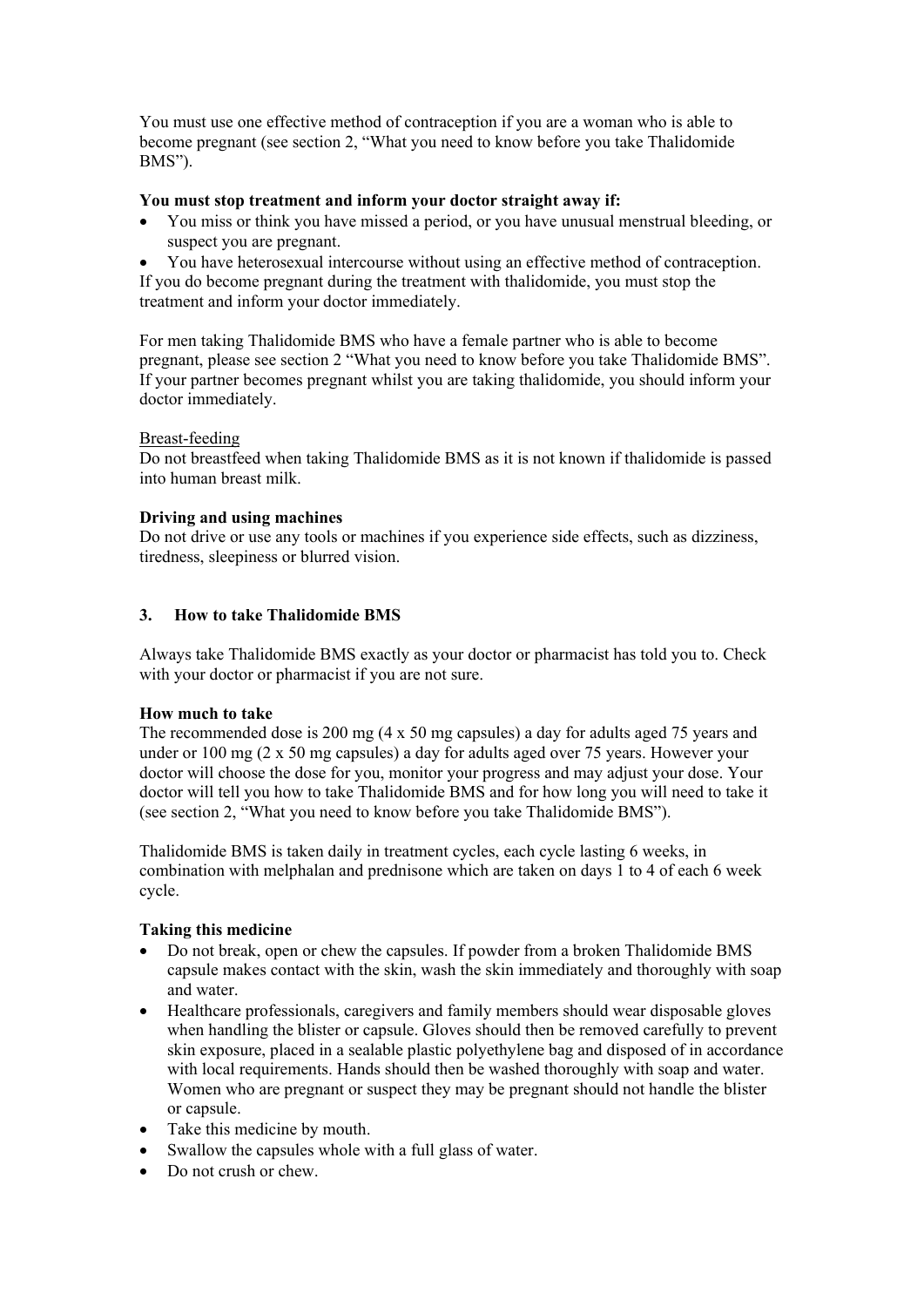You must use one effective method of contraception if you are a woman who is able to become pregnant (see section 2, "What you need to know before you take Thalidomide BMS").

**You must stop treatment and inform your doctor straight away if:**

- You miss or think you have missed a period, or you have unusual menstrual bleeding, or suspect you are pregnant.
- You have heterosexual intercourse without using an effective method of contraception.

If you do become pregnant during the treatment with thalidomide, you must stop the treatment and inform your doctor immediately.

For men taking Thalidomide BMS who have a female partner who is able to become pregnant, please see section 2 "What you need to know before you take Thalidomide BMS". If your partner becomes pregnant whilst you are taking thalidomide, you should inform your doctor immediately.

Breast-feeding

Do not breastfeed when taking Thalidomide BMS as it is not known if thalidomide is passed into human breast milk.

**Driving and using machines**

Do not drive or use any tools or machines if you experience side effects, such as dizziness, tiredness, sleepiness or blurred vision.

## 3. How to take Thalidomide BMS

Always take Thalidomide BMS exactly as your doctor or pharmacist has told you to. Check with your doctor or pharmacist if you are not sure.

**How much to take**

The recommended dose is 200 mg (4 x 50 mg capsules) a day for adults aged 75 years and under or 100 mg (2 x 50 mg capsules) a day for adults aged over 75 years. However your doctor will choose the dose for you, monitor your progress and may adjust your dose. Your doctor will tell you how to take Thalidomide BMS and for how long you will need to take it (see section 2, "What you need to know before you take Thalidomide BMS").

Thalidomide BMS is taken daily in treatment cycles, each cycle lasting 6 weeks, in combination with melphalan and prednisone which are taken on days 1 to 4 of each 6 week cycle.

**Taking this medicine**

- Do not break, open or chew the capsules. If powder from a broken Thalidomide BMS capsule makes contact with the skin, wash the skin immediately and thoroughly with soap and water.
- Healthcare professionals, caregivers and family members should wear disposable gloves when handling the blister or capsule. Gloves should then be removed carefully to prevent skin exposure, placed in a sealable plastic polyethylene bag and disposed of in accordance with local requirements. Hands should then be washed thoroughly with soap and water. Women who are pregnant or suspect they may be pregnant should not handle the blister or capsule.
- Take this medicine by mouth.
- Swallow the capsules whole with a full glass of water.
- Do not crush or chew.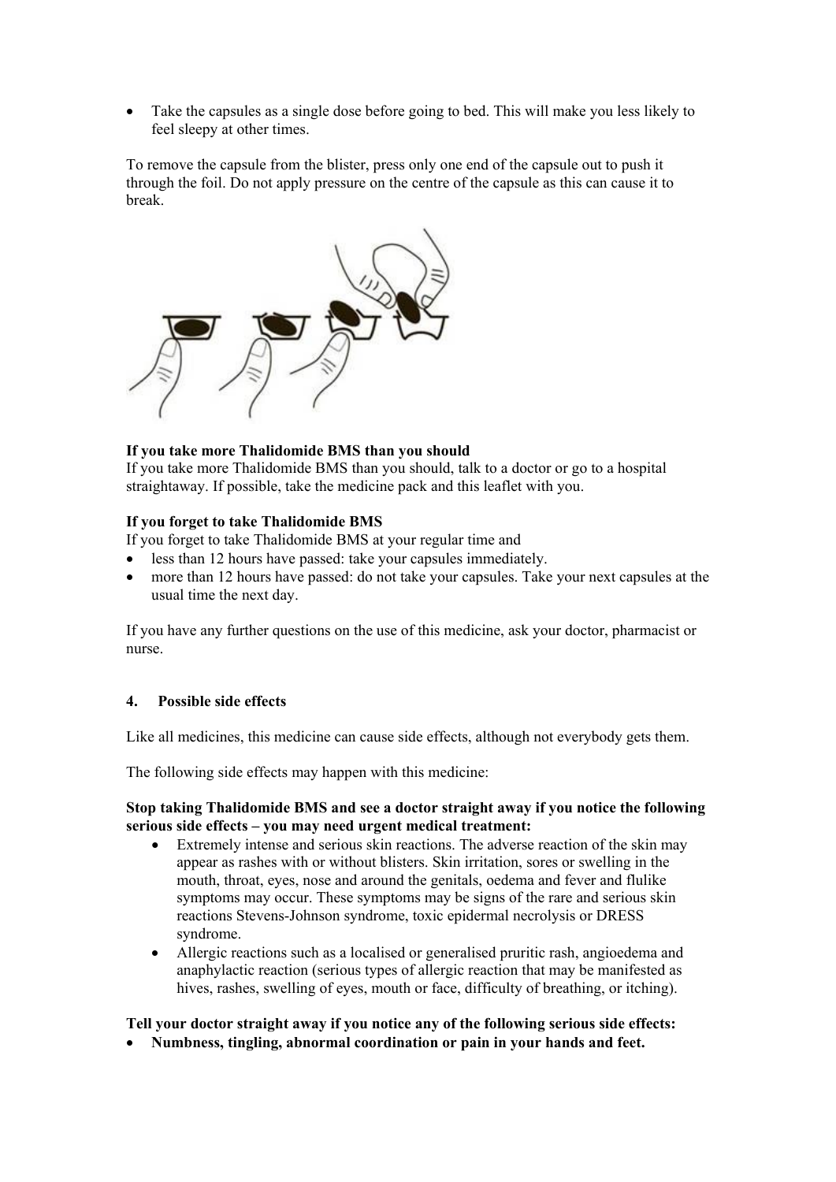- Take the capsules as a single dose before going to bed. This will make you less likely to feel sleepy at other times.

To remove the capsule from the blister, press only one end of the capsule out to push it through the foil. Do not apply pressure on the centre of the capsule as this can cause it to break.

**If you take more Thalidomide BMS than you should**
If you take more Thalidomide BMS than you should, talk to a doctor or go to a hospital straightaway. If possible, take the medicine pack and this leaflet with you.

**If you forget to take Thalidomide BMS**
If you forget to take Thalidomide BMS at your regular time and
- less than 12 hours have passed: take your capsules immediately.
- more than 12 hours have passed: do not take your capsules. Take your next capsules at the usual time the next day.

If you have any further questions on the use of this medicine, ask your doctor, pharmacist or nurse.

## 4. Possible side effects

Like all medicines, this medicine can cause side effects, although not everybody gets them.

The following side effects may happen with this medicine:

**Stop taking Thalidomide BMS and see a doctor straight away if you notice the following serious side effects – you may need urgent medical treatment:**

- Extremely intense and serious skin reactions. The adverse reaction of the skin may appear as rashes with or without blisters. Skin irritation, sores or swelling in the mouth, throat, eyes, nose and around the genitals, oedema and fever and flulike symptoms may occur. These symptoms may be signs of the rare and serious skin reactions Stevens-Johnson syndrome, toxic epidermal necrolysis or DRESS syndrome.
- Allergic reactions such as a localised or generalised pruritic rash, angioedema and anaphylactic reaction (serious types of allergic reaction that may be manifested as hives, rashes, swelling of eyes, mouth or face, difficulty of breathing, or itching).

**Tell your doctor straight away if you notice any of the following serious side effects:**
- **Numbness, tingling, abnormal coordination or pain in your hands and feet.**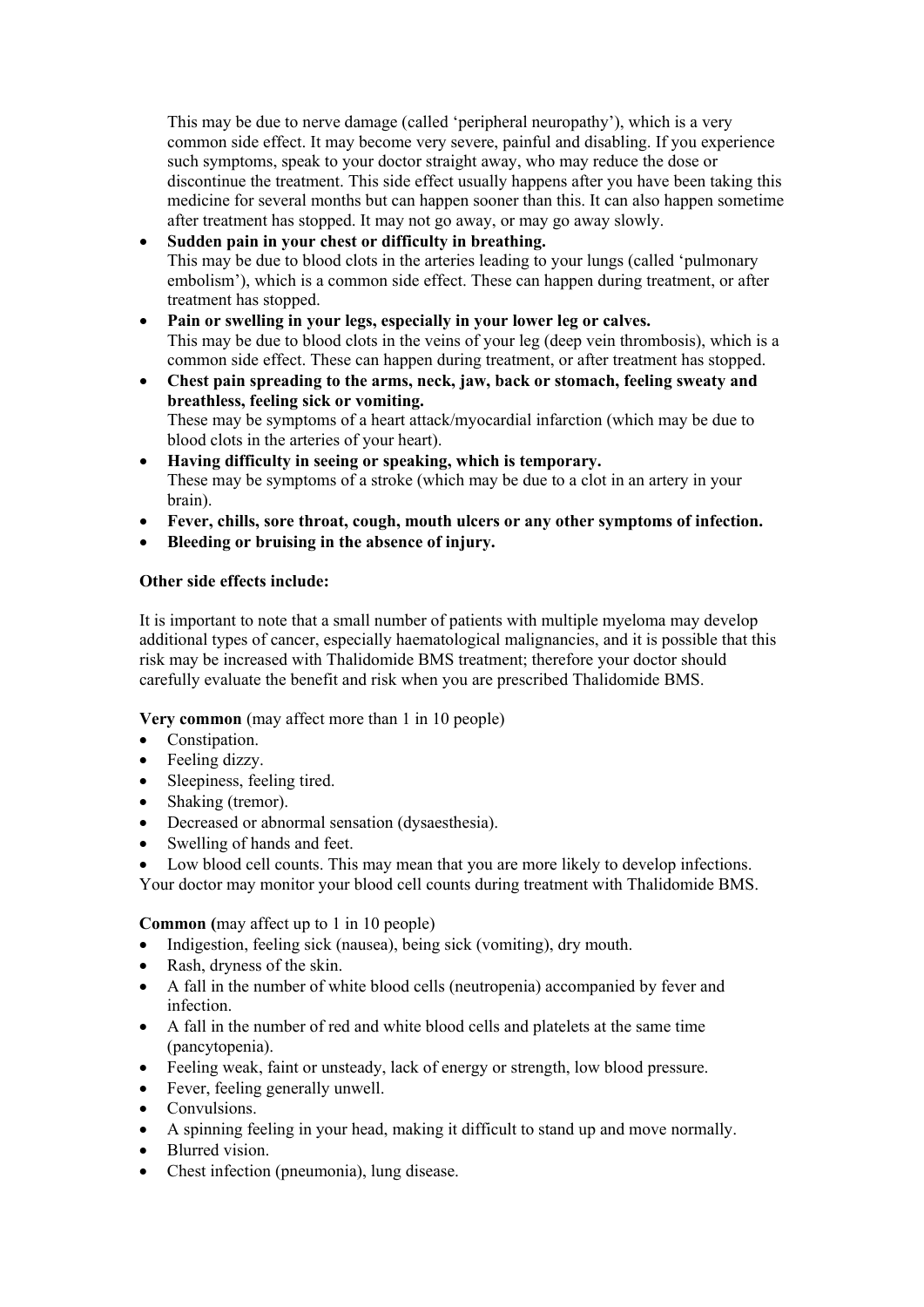This may be due to nerve damage (called 'peripheral neuropathy'), which is a very common side effect. It may become very severe, painful and disabling. If you experience such symptoms, speak to your doctor straight away, who may reduce the dose or discontinue the treatment. This side effect usually happens after you have been taking this medicine for several months but can happen sooner than this. It can also happen sometime after treatment has stopped. It may not go away, or may go away slowly.

- **Sudden pain in your chest or difficulty in breathing.**
  This may be due to blood clots in the arteries leading to your lungs (called 'pulmonary embolism'), which is a common side effect. These can happen during treatment, or after treatment has stopped.
- **Pain or swelling in your legs, especially in your lower leg or calves.**
  This may be due to blood clots in the veins of your leg (deep vein thrombosis), which is a common side effect. These can happen during treatment, or after treatment has stopped.
- **Chest pain spreading to the arms, neck, jaw, back or stomach, feeling sweaty and breathless, feeling sick or vomiting.**
  These may be symptoms of a heart attack/myocardial infarction (which may be due to blood clots in the arteries of your heart).
- **Having difficulty in seeing or speaking, which is temporary.**
  These may be symptoms of a stroke (which may be due to a clot in an artery in your brain).
- **Fever, chills, sore throat, cough, mouth ulcers or any other symptoms of infection.**
- **Bleeding or bruising in the absence of injury.**

**Other side effects include:**

It is important to note that a small number of patients with multiple myeloma may develop additional types of cancer, especially haematological malignancies, and it is possible that this risk may be increased with Thalidomide BMS treatment; therefore your doctor should carefully evaluate the benefit and risk when you are prescribed Thalidomide BMS.

**Very common** (may affect more than 1 in 10 people)

- Constipation.
- Feeling dizzy.
- Sleepiness, feeling tired.
- Shaking (tremor).
- Decreased or abnormal sensation (dysaesthesia).
- Swelling of hands and feet.
- Low blood cell counts. This may mean that you are more likely to develop infections.

Your doctor may monitor your blood cell counts during treatment with Thalidomide BMS.

**Common (**may affect up to 1 in 10 people)

- Indigestion, feeling sick (nausea), being sick (vomiting), dry mouth.
- Rash, dryness of the skin.
- A fall in the number of white blood cells (neutropenia) accompanied by fever and infection.
- A fall in the number of red and white blood cells and platelets at the same time (pancytopenia).
- Feeling weak, faint or unsteady, lack of energy or strength, low blood pressure.
- Fever, feeling generally unwell.
- Convulsions.
- A spinning feeling in your head, making it difficult to stand up and move normally.
- Blurred vision.
- Chest infection (pneumonia), lung disease.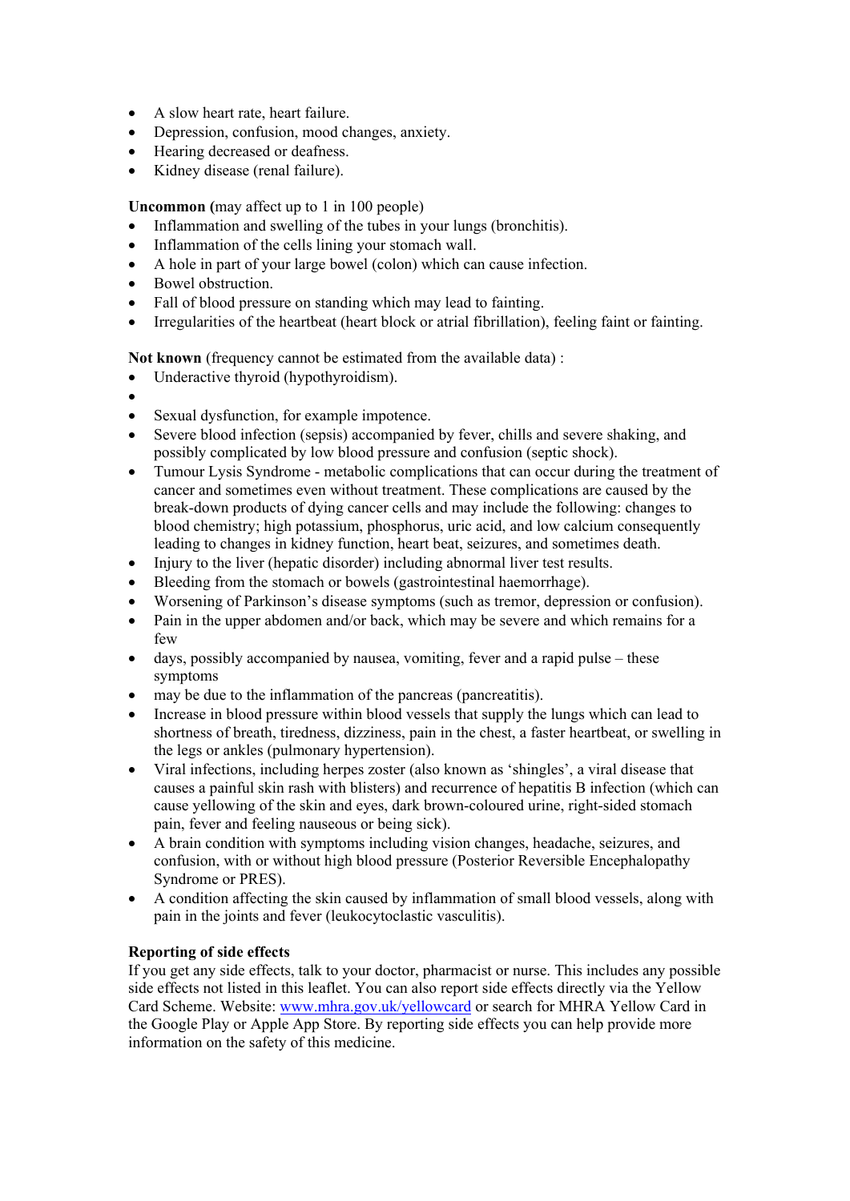- A slow heart rate, heart failure.
- Depression, confusion, mood changes, anxiety.
- Hearing decreased or deafness.
- Kidney disease (renal failure).

**Uncommon (**may affect up to 1 in 100 people)

- Inflammation and swelling of the tubes in your lungs (bronchitis).
- Inflammation of the cells lining your stomach wall.
- A hole in part of your large bowel (colon) which can cause infection.
- Bowel obstruction.
- Fall of blood pressure on standing which may lead to fainting.
- Irregularities of the heartbeat (heart block or atrial fibrillation), feeling faint or fainting.

**Not known** (frequency cannot be estimated from the available data) :

- Underactive thyroid (hypothyroidism).
- 
- Sexual dysfunction, for example impotence.
- Severe blood infection (sepsis) accompanied by fever, chills and severe shaking, and possibly complicated by low blood pressure and confusion (septic shock).
- Tumour Lysis Syndrome - metabolic complications that can occur during the treatment of cancer and sometimes even without treatment. These complications are caused by the break-down products of dying cancer cells and may include the following: changes to blood chemistry; high potassium, phosphorus, uric acid, and low calcium consequently leading to changes in kidney function, heart beat, seizures, and sometimes death.
- Injury to the liver (hepatic disorder) including abnormal liver test results.
- Bleeding from the stomach or bowels (gastrointestinal haemorrhage).
- Worsening of Parkinson's disease symptoms (such as tremor, depression or confusion).
- Pain in the upper abdomen and/or back, which may be severe and which remains for a few
- days, possibly accompanied by nausea, vomiting, fever and a rapid pulse – these symptoms
- may be due to the inflammation of the pancreas (pancreatitis).
- Increase in blood pressure within blood vessels that supply the lungs which can lead to shortness of breath, tiredness, dizziness, pain in the chest, a faster heartbeat, or swelling in the legs or ankles (pulmonary hypertension).
- Viral infections, including herpes zoster (also known as 'shingles', a viral disease that causes a painful skin rash with blisters) and recurrence of hepatitis B infection (which can cause yellowing of the skin and eyes, dark brown-coloured urine, right-sided stomach pain, fever and feeling nauseous or being sick).
- A brain condition with symptoms including vision changes, headache, seizures, and confusion, with or without high blood pressure (Posterior Reversible Encephalopathy Syndrome or PRES).
- A condition affecting the skin caused by inflammation of small blood vessels, along with pain in the joints and fever (leukocytoclastic vasculitis).

**Reporting of side effects**

If you get any side effects, talk to your doctor, pharmacist or nurse. This includes any possible side effects not listed in this leaflet. You can also report side effects directly via the Yellow Card Scheme. Website: [www.mhra.gov.uk/yellowcard](www.mhra.gov.uk/yellowcard) or search for MHRA Yellow Card in the Google Play or Apple App Store. By reporting side effects you can help provide more information on the safety of this medicine.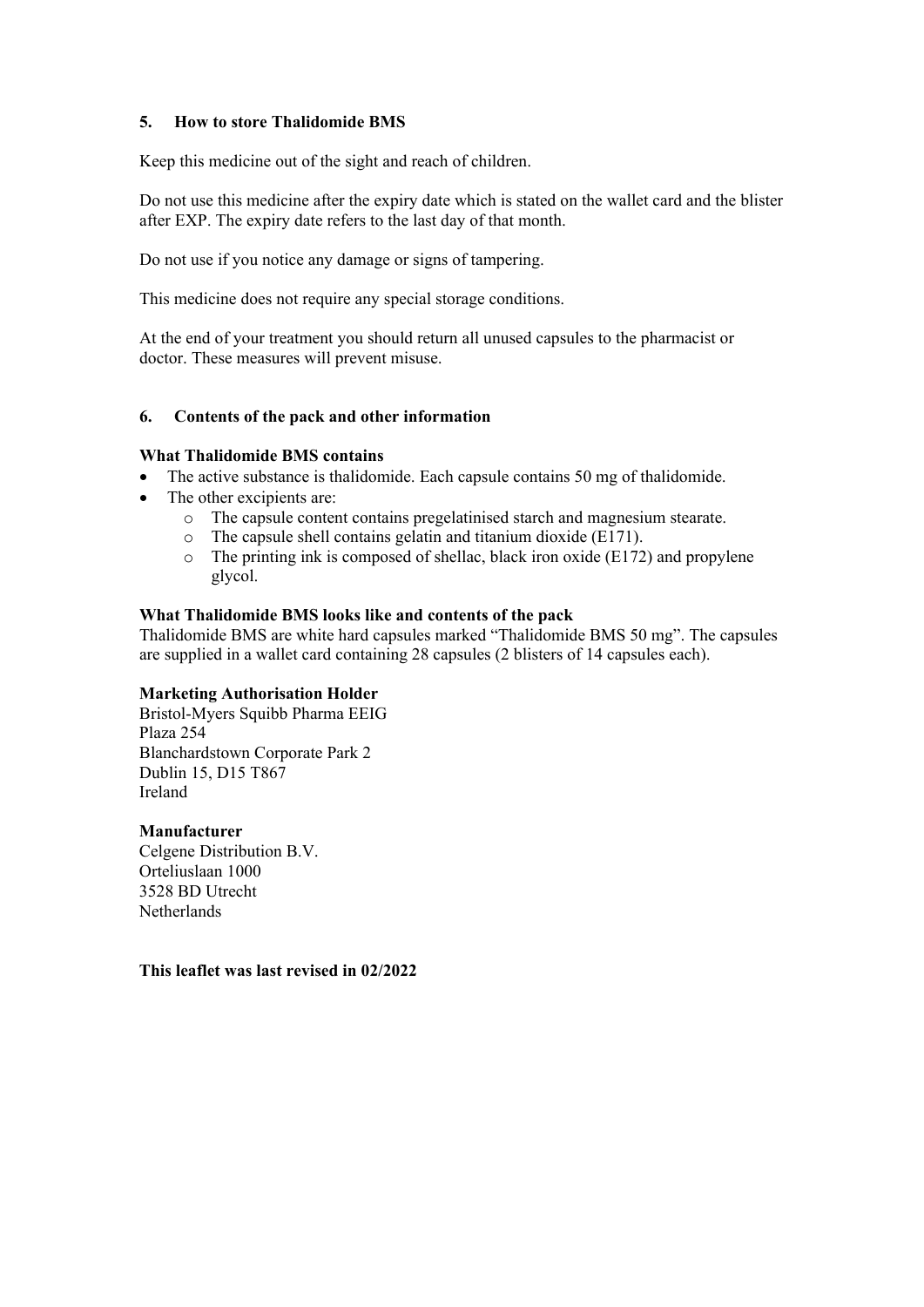## 5. How to store Thalidomide BMS

Keep this medicine out of the sight and reach of children.

Do not use this medicine after the expiry date which is stated on the wallet card and the blister after EXP. The expiry date refers to the last day of that month.

Do not use if you notice any damage or signs of tampering.

This medicine does not require any special storage conditions.

At the end of your treatment you should return all unused capsules to the pharmacist or doctor. These measures will prevent misuse.

## 6. Contents of the pack and other information

**What Thalidomide BMS contains**

- The active substance is thalidomide. Each capsule contains 50 mg of thalidomide.
- The other excipients are:
  - The capsule content contains pregelatinised starch and magnesium stearate.
  - The capsule shell contains gelatin and titanium dioxide (E171).
  - The printing ink is composed of shellac, black iron oxide (E172) and propylene glycol.

**What Thalidomide BMS looks like and contents of the pack**

Thalidomide BMS are white hard capsules marked "Thalidomide BMS 50 mg". The capsules are supplied in a wallet card containing 28 capsules (2 blisters of 14 capsules each).

**Marketing Authorisation Holder**

Bristol-Myers Squibb Pharma EEIG
Plaza 254
Blanchardstown Corporate Park 2
Dublin 15, D15 T867
Ireland

**Manufacturer**

Celgene Distribution B.V.
Orteliuslaan 1000
3528 BD Utrecht
Netherlands

**This leaflet was last revised in 02/2022**